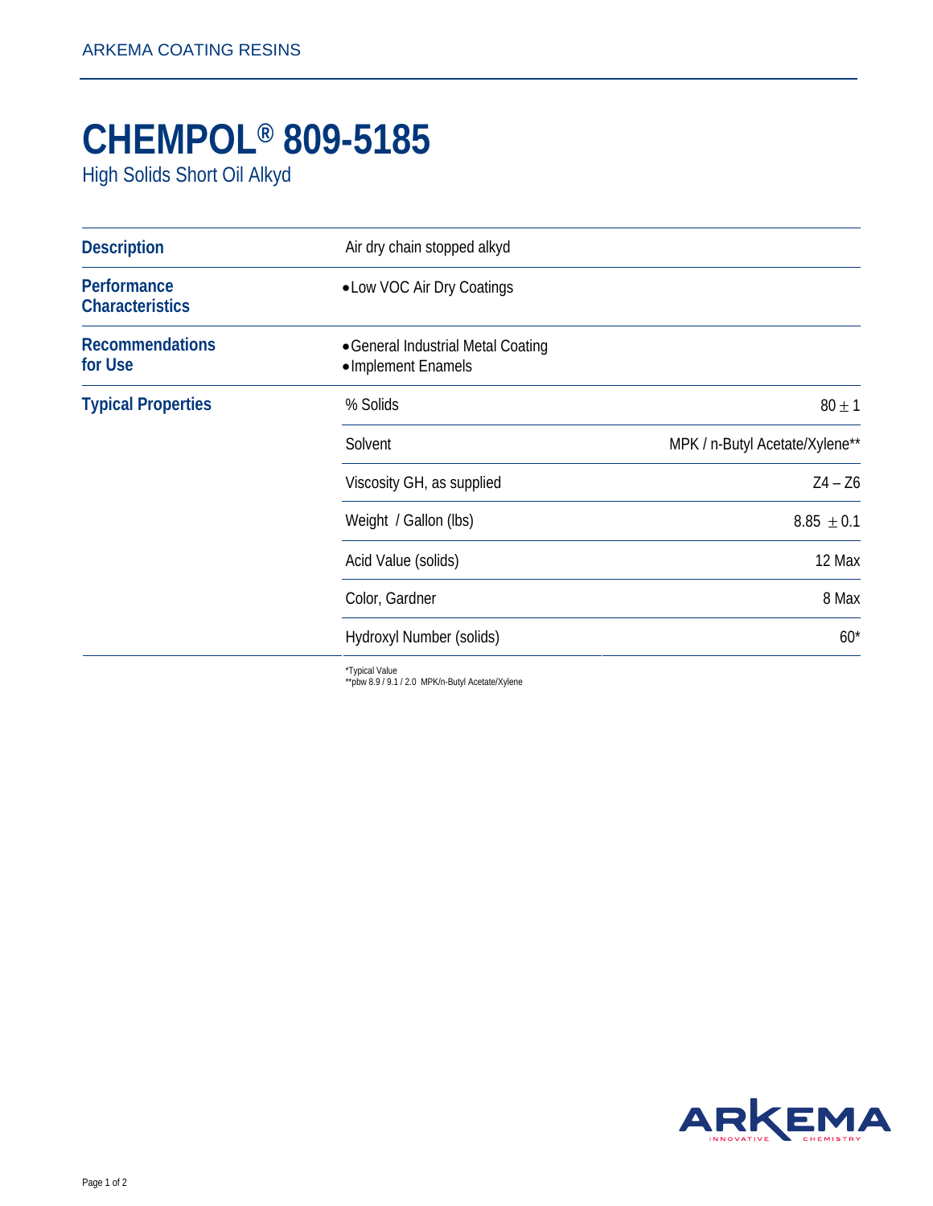ARKEMA COATING RESINS

# CHEMPOL® 809-5185

High Solids Short Oil Alkyd

| | |
|---|---|
| **Description** | Air dry chain stopped alkyd |
| **Performance Characteristics** | • Low VOC Air Dry Coatings |
| **Recommendations for Use** | • General Industrial Metal Coating<br>• Implement Enamels |

**Typical Properties**

| Property | Value |
|---|---|
| % Solids | 80 ± 1 |
| Solvent | MPK / n-Butyl Acetate/Xylene** |
| Viscosity GH, as supplied | Z4 – Z6 |
| Weight / Gallon (lbs) | 8.85 ± 0.1 |
| Acid Value (solids) | 12 Max |
| Color, Gardner | 8 Max |
| Hydroxyl Number (solids) | 60* |

*Typical Value
**pbw 8.9 / 9.1 / 2.0 MPK/n-Butyl Acetate/Xylene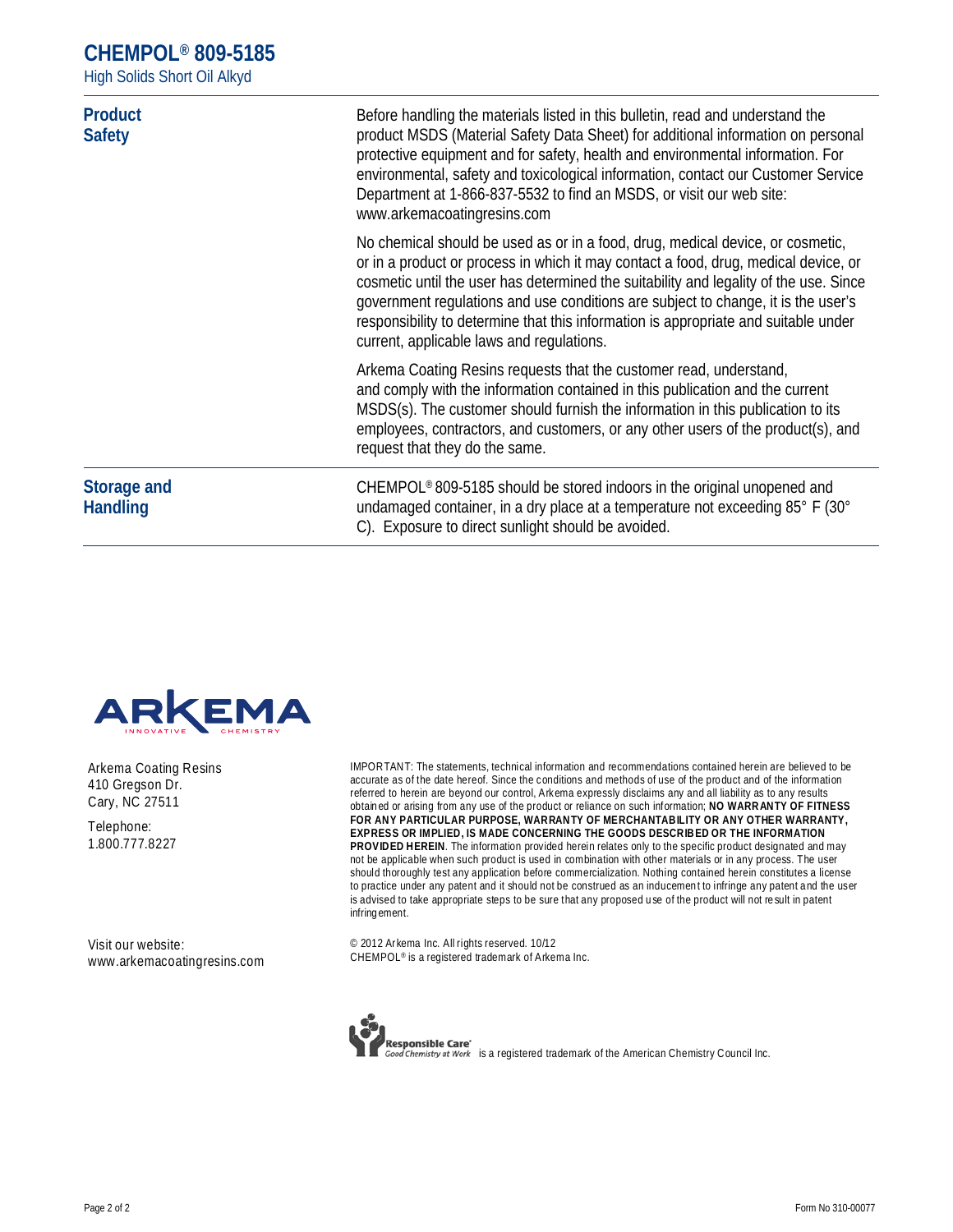# CHEMPOL® 809-5185

High Solids Short Oil Alkyd

## Product Safety

Before handling the materials listed in this bulletin, read and understand the product MSDS (Material Safety Data Sheet) for additional information on personal protective equipment and for safety, health and environmental information. For environmental, safety and toxicological information, contact our Customer Service Department at 1-866-837-5532 to find an MSDS, or visit our web site: www.arkemacoatingresins.com

No chemical should be used as or in a food, drug, medical device, or cosmetic, or in a product or process in which it may contact a food, drug, medical device, or cosmetic until the user has determined the suitability and legality of the use. Since government regulations and use conditions are subject to change, it is the user's responsibility to determine that this information is appropriate and suitable under current, applicable laws and regulations.

Arkema Coating Resins requests that the customer read, understand, and comply with the information contained in this publication and the current MSDS(s). The customer should furnish the information in this publication to its employees, contractors, and customers, or any other users of the product(s), and request that they do the same.

## Storage and Handling

CHEMPOL® 809-5185 should be stored indoors in the original unopened and undamaged container, in a dry place at a temperature not exceeding 85° F (30° C). Exposure to direct sunlight should be avoided.

ARKEMA
INNOVATIVE CHEMISTRY

Arkema Coating Resins
410 Gregson Dr.
Cary, NC 27511

Telephone:
1.800.777.8227

Visit our website:
www.arkemacoatingresins.com

IMPORTANT: The statements, technical information and recommendations contained herein are believed to be accurate as of the date hereof. Since the conditions and methods of use of the product and of the information referred to herein are beyond our control, Arkema expressly disclaims any and all liability as to any results obtained or arising from any use of the product or reliance on such information; **NO WARRANTY OF FITNESS FOR ANY PARTICULAR PURPOSE, WARRANTY OF MERCHANTABILITY OR ANY OTHER WARRANTY, EXPRESS OR IMPLIED, IS MADE CONCERNING THE GOODS DESCRIBED OR THE INFORMATION PROVIDED HEREIN**. The information provided herein relates only to the specific product designated and may not be applicable when such product is used in combination with other materials or in any process. The user should thoroughly test any application before commercialization. Nothing contained herein constitutes a license to practice under any patent and it should not be construed as an inducement to infringe any patent and the user is advised to take appropriate steps to be sure that any proposed use of the product will not result in patent infringement.

© 2012 Arkema Inc. All rights reserved. 10/12
CHEMPOL® is a registered trademark of Arkema Inc.

Responsible Care® Good Chemistry at Work is a registered trademark of the American Chemistry Council Inc.

Form No 310-00077